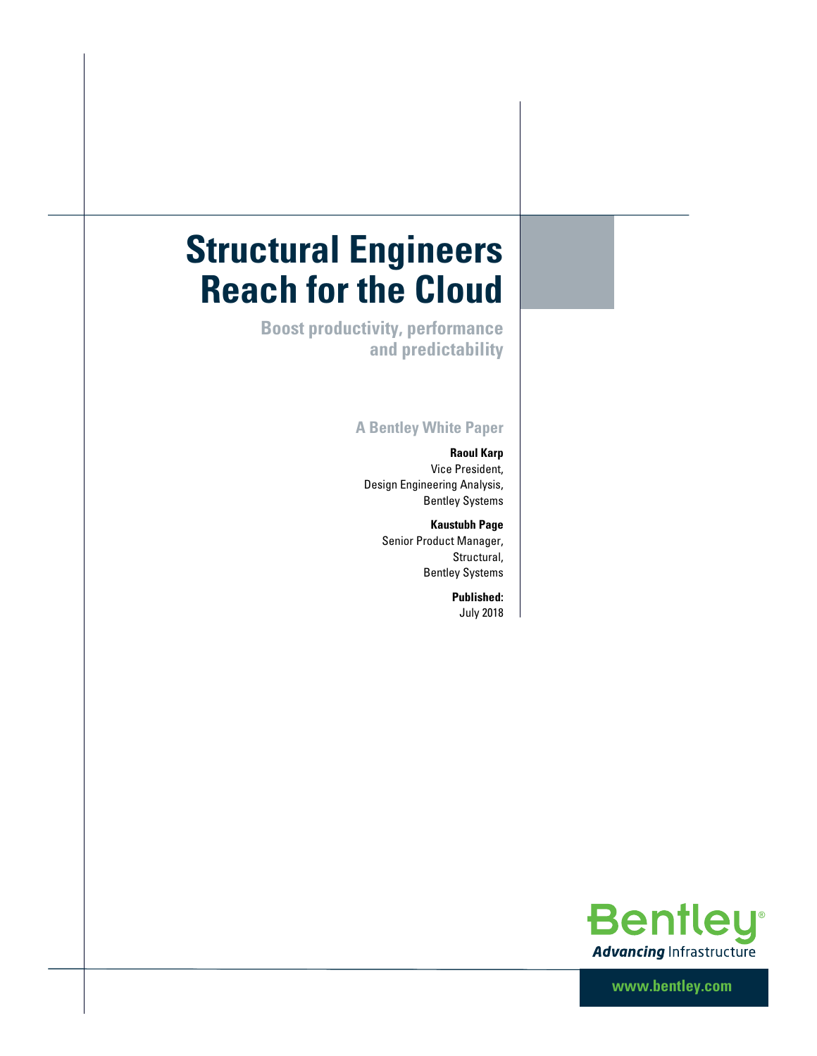# Structural Engineers Reach for the Cloud

## Boost productivity, performance and predictability

### A Bentley White Paper

**Raoul Karp**
Vice President,
Design Engineering Analysis,
Bentley Systems

**Kaustubh Page**
Senior Product Manager,
Structural,
Bentley Systems

**Published:**
July 2018

Bentley®
*Advancing* Infrastructure

www.bentley.com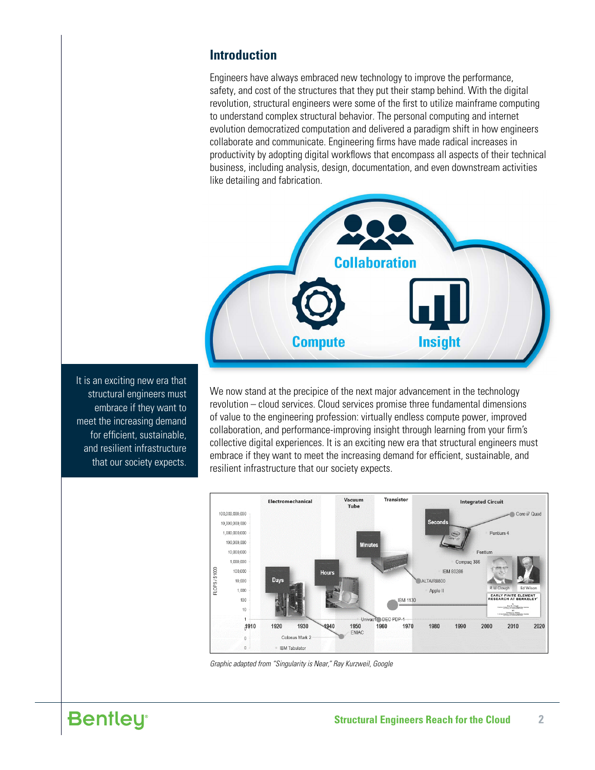## Introduction

Engineers have always embraced new technology to improve the performance, safety, and cost of the structures that they put their stamp behind. With the digital revolution, structural engineers were some of the first to utilize mainframe computing to understand complex structural behavior. The personal computing and internet evolution democratized computation and delivered a paradigm shift in how engineers collaborate and communicate. Engineering firms have made radical increases in productivity by adopting digital workflows that encompass all aspects of their technical business, including analysis, design, documentation, and even downstream activities like detailing and fabrication.

It is an exciting new era that structural engineers must embrace if they want to meet the increasing demand for efficient, sustainable, and resilient infrastructure that our society expects.

We now stand at the precipice of the next major advancement in the technology revolution – cloud services. Cloud services promise three fundamental dimensions of value to the engineering profession: virtually endless compute power, improved collaboration, and performance-improving insight through learning from your firm's collective digital experiences. It is an exciting new era that structural engineers must embrace if they want to meet the increasing demand for efficient, sustainable, and resilient infrastructure that our society expects.

*Graphic adapted from "Singularity is Near," Ray Kurzweil, Google*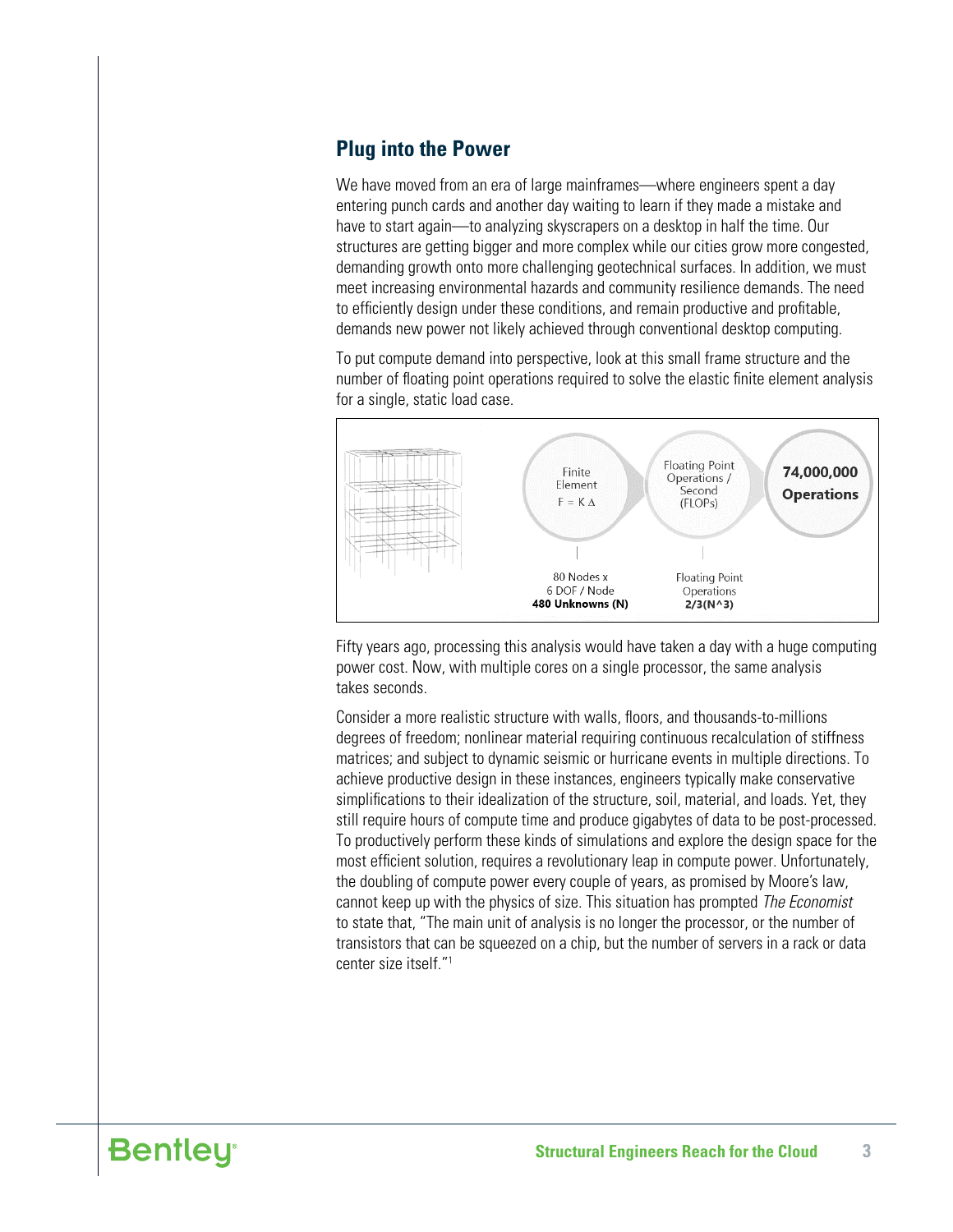## Plug into the Power

We have moved from an era of large mainframes—where engineers spent a day entering punch cards and another day waiting to learn if they made a mistake and have to start again—to analyzing skyscrapers on a desktop in half the time. Our structures are getting bigger and more complex while our cities grow more congested, demanding growth onto more challenging geotechnical surfaces. In addition, we must meet increasing environmental hazards and community resilience demands. The need to efficiently design under these conditions, and remain productive and profitable, demands new power not likely achieved through conventional desktop computing.

To put compute demand into perspective, look at this small frame structure and the number of floating point operations required to solve the elastic finite element analysis for a single, static load case.

Finite Element $F = K\Delta$ → Floating Point Operations / Second (FLOPs) → **74,000,000 Operations**

80 Nodes x 6 DOF / Node **480 Unknowns (N)**

Floating Point Operations **2/3(N^3)**

Fifty years ago, processing this analysis would have taken a day with a huge computing power cost. Now, with multiple cores on a single processor, the same analysis takes seconds.

Consider a more realistic structure with walls, floors, and thousands-to-millions degrees of freedom; nonlinear material requiring continuous recalculation of stiffness matrices; and subject to dynamic seismic or hurricane events in multiple directions. To achieve productive design in these instances, engineers typically make conservative simplifications to their idealization of the structure, soil, material, and loads. Yet, they still require hours of compute time and produce gigabytes of data to be post-processed. To productively perform these kinds of simulations and explore the design space for the most efficient solution, requires a revolutionary leap in compute power. Unfortunately, the doubling of compute power every couple of years, as promised by Moore's law, cannot keep up with the physics of size. This situation has prompted *The Economist* to state that, "The main unit of analysis is no longer the processor, or the number of transistors that can be squeezed on a chip, but the number of servers in a rack or data center size itself."[1]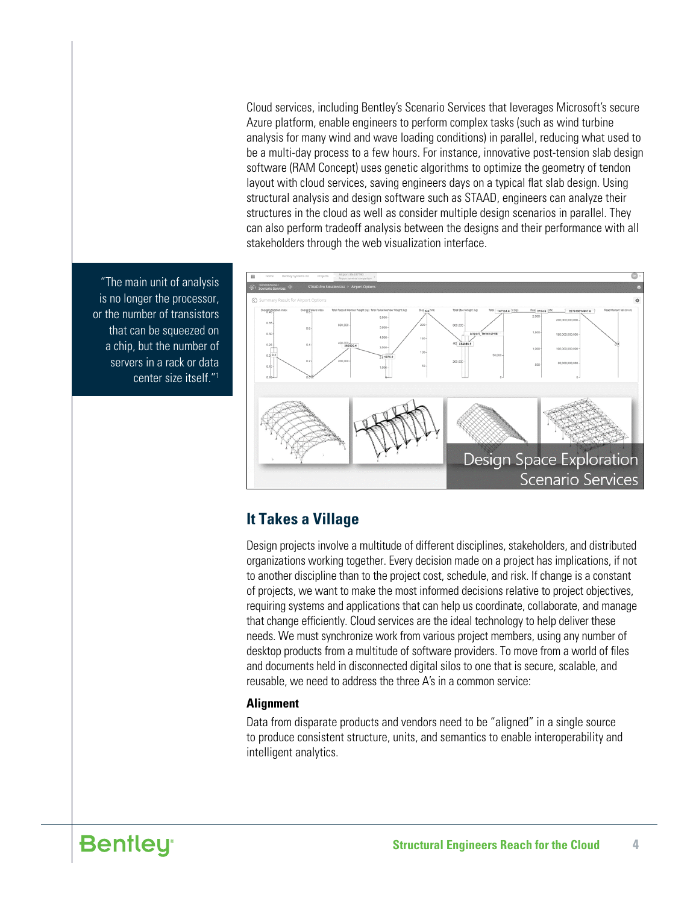Cloud services, including Bentley's Scenario Services that leverages Microsoft's secure Azure platform, enable engineers to perform complex tasks (such as wind turbine analysis for many wind and wave loading conditions) in parallel, reducing what used to be a multi-day process to a few hours. For instance, innovative post-tension slab design software (RAM Concept) uses genetic algorithms to optimize the geometry of tendon layout with cloud services, saving engineers days on a typical flat slab design. Using structural analysis and design software such as STAAD, engineers can analyze their structures in the cloud as well as consider multiple design scenarios in parallel. They can also perform tradeoff analysis between the designs and their performance with all stakeholders through the web visualization interface.

> "The main unit of analysis is no longer the processor, or the number of transistors that can be squeezed on a chip, but the number of servers in a rack or data center size itself."[1]

Design Space Exploration
Scenario Services

## It Takes a Village

Design projects involve a multitude of different disciplines, stakeholders, and distributed organizations working together. Every decision made on a project has implications, if not to another discipline than to the project cost, schedule, and risk. If change is a constant of projects, we want to make the most informed decisions relative to project objectives, requiring systems and applications that can help us coordinate, collaborate, and manage that change efficiently. Cloud services are the ideal technology to help deliver these needs. We must synchronize work from various project members, using any number of desktop products from a multitude of software providers. To move from a world of files and documents held in disconnected digital silos to one that is secure, scalable, and reusable, we need to address the three A's in a common service:

### Alignment

Data from disparate products and vendors need to be "aligned" in a single source to produce consistent structure, units, and semantics to enable interoperability and intelligent analytics.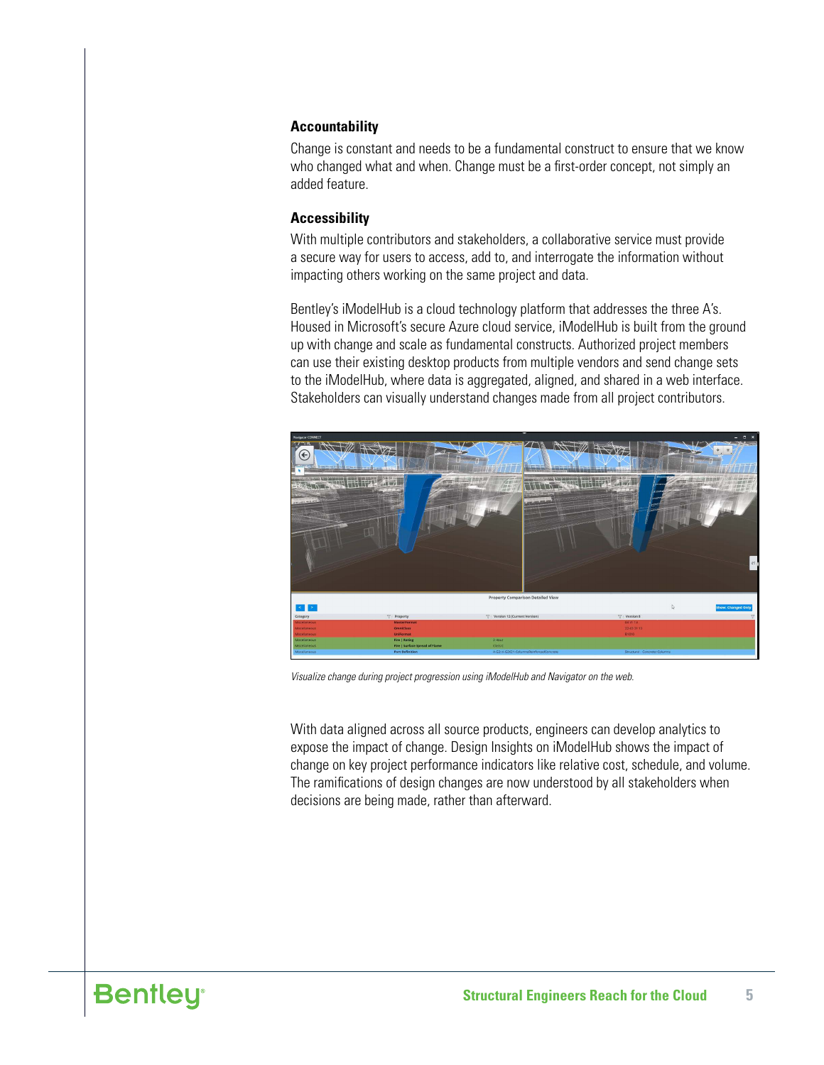### Accountability

Change is constant and needs to be a fundamental construct to ensure that we know who changed what and when. Change must be a first-order concept, not simply an added feature.

### Accessibility

With multiple contributors and stakeholders, a collaborative service must provide a secure way for users to access, add to, and interrogate the information without impacting others working on the same project and data.

Bentley's iModelHub is a cloud technology platform that addresses the three A's. Housed in Microsoft's secure Azure cloud service, iModelHub is built from the ground up with change and scale as fundamental constructs. Authorized project members can use their existing desktop products from multiple vendors and send change sets to the iModelHub, where data is aggregated, aligned, and shared in a web interface. Stakeholders can visually understand changes made from all project contributors.

*Visualize change during project progression using iModelHub and Navigator on the web.*

With data aligned across all source products, engineers can develop analytics to expose the impact of change. Design Insights on iModelHub shows the impact of change on key project performance indicators like relative cost, schedule, and volume. The ramifications of design changes are now understood by all stakeholders when decisions are being made, rather than afterward.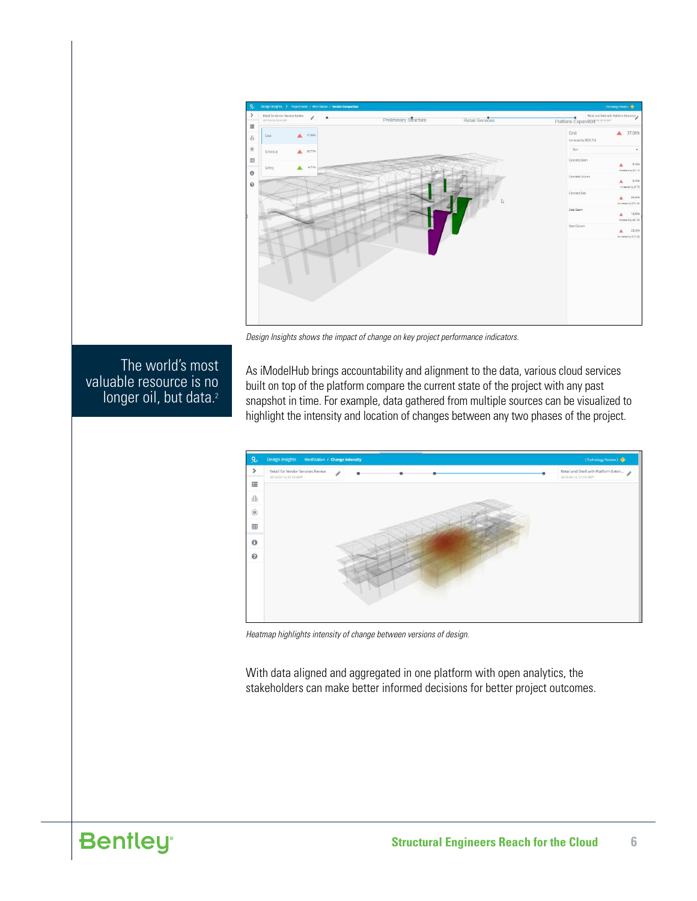*Design Insights shows the impact of change on key project performance indicators.*

> The world's most valuable resource is no longer oil, but data.[2]

As iModelHub brings accountability and alignment to the data, various cloud services built on top of the platform compare the current state of the project with any past snapshot in time. For example, data gathered from multiple sources can be visualized to highlight the intensity and location of changes between any two phases of the project.

*Heatmap highlights intensity of change between versions of design.*

With data aligned and aggregated in one platform with open analytics, the stakeholders can make better informed decisions for better project outcomes.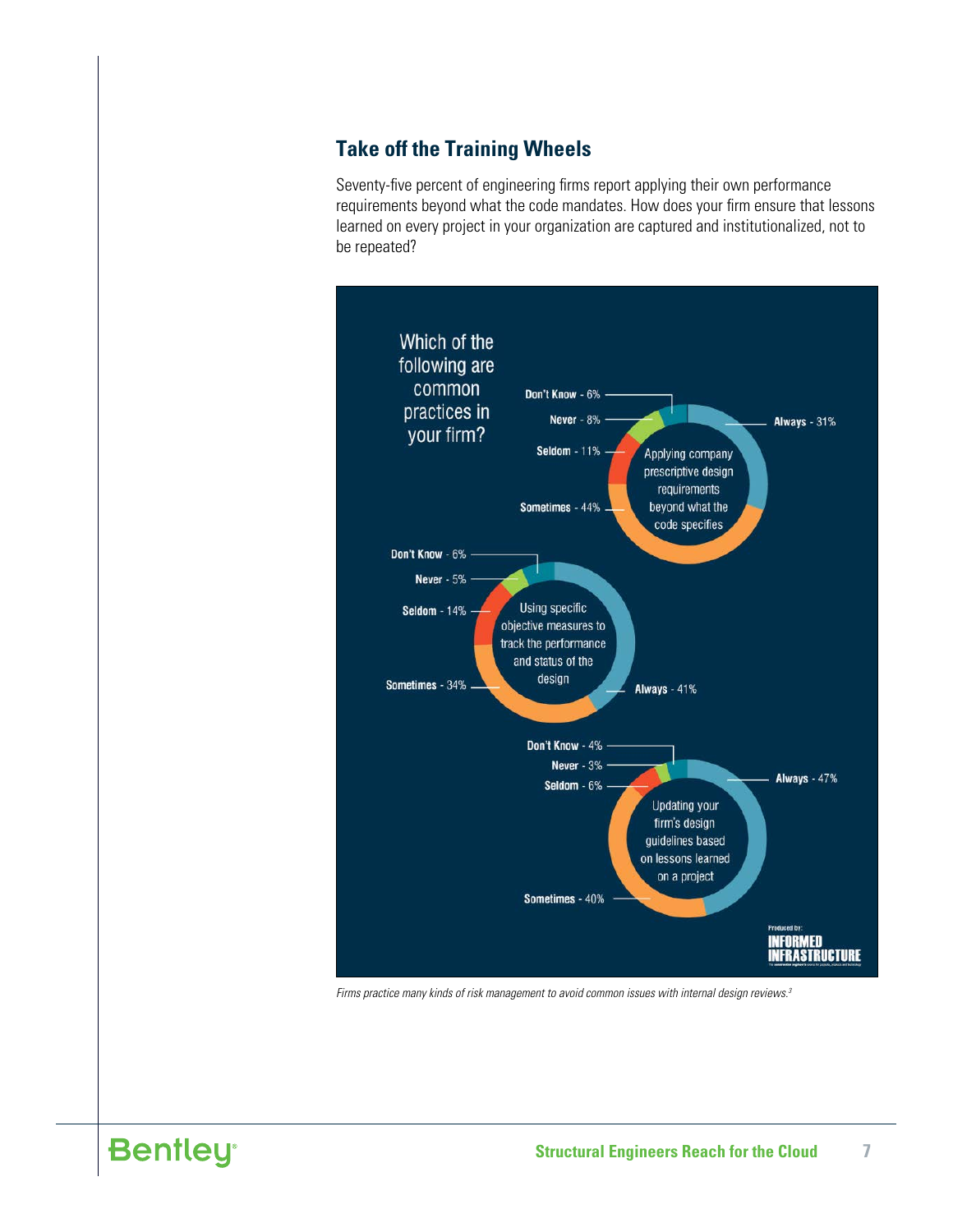## Take off the Training Wheels

Seventy-five percent of engineering firms report applying their own performance requirements beyond what the code mandates. How does your firm ensure that lessons learned on every project in your organization are captured and institutionalized, not to be repeated?

Which of the following are common practices in your firm?

| Practice | Always | Sometimes | Seldom | Never | Don't Know |
|---|---|---|---|---|---|
| Applying company prescriptive design requirements beyond what the code specifies | 31% | 44% | 11% | 8% | 6% |
| Using specific objective measures to track the performance and status of the design | 41% | 34% | 14% | 5% | 6% |
| Updating your firm's design guidelines based on lessons learned on a project | 47% | 40% | 6% | 3% | 4% |

Produced by: INFORMED INFRASTRUCTURE

*Firms practice many kinds of risk management to avoid common issues with internal design reviews.[3]*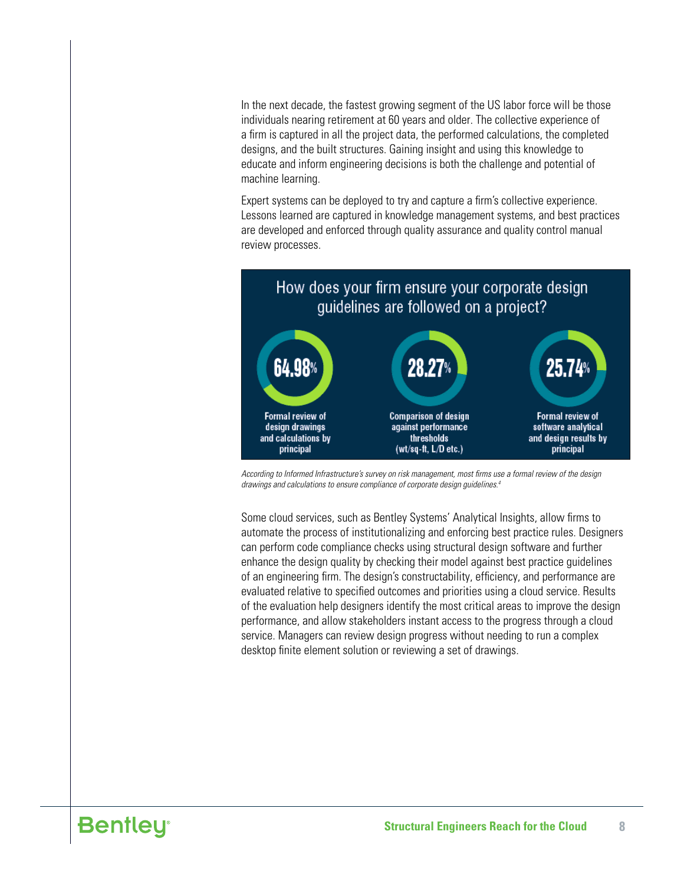In the next decade, the fastest growing segment of the US labor force will be those individuals nearing retirement at 60 years and older. The collective experience of a firm is captured in all the project data, the performed calculations, the completed designs, and the built structures. Gaining insight and using this knowledge to educate and inform engineering decisions is both the challenge and potential of machine learning.

Expert systems can be deployed to try and capture a firm's collective experience. Lessons learned are captured in knowledge management systems, and best practices are developed and enforced through quality assurance and quality control manual review processes.

**How does your firm ensure your corporate design guidelines are followed on a project?**

- **64.98%** — Formal review of design drawings and calculations by principal
- **28.27%** — Comparison of design against performance thresholds (wt/sq-ft, L/D etc.)
- **25.74%** — Formal review of software analytical and design results by principal

*According to Informed Infrastructure's survey on risk management, most firms use a formal review of the design drawings and calculations to ensure compliance of corporate design guidelines.[4]*

Some cloud services, such as Bentley Systems' Analytical Insights, allow firms to automate the process of institutionalizing and enforcing best practice rules. Designers can perform code compliance checks using structural design software and further enhance the design quality by checking their model against best practice guidelines of an engineering firm. The design's constructability, efficiency, and performance are evaluated relative to specified outcomes and priorities using a cloud service. Results of the evaluation help designers identify the most critical areas to improve the design performance, and allow stakeholders instant access to the progress through a cloud service. Managers can review design progress without needing to run a complex desktop finite element solution or reviewing a set of drawings.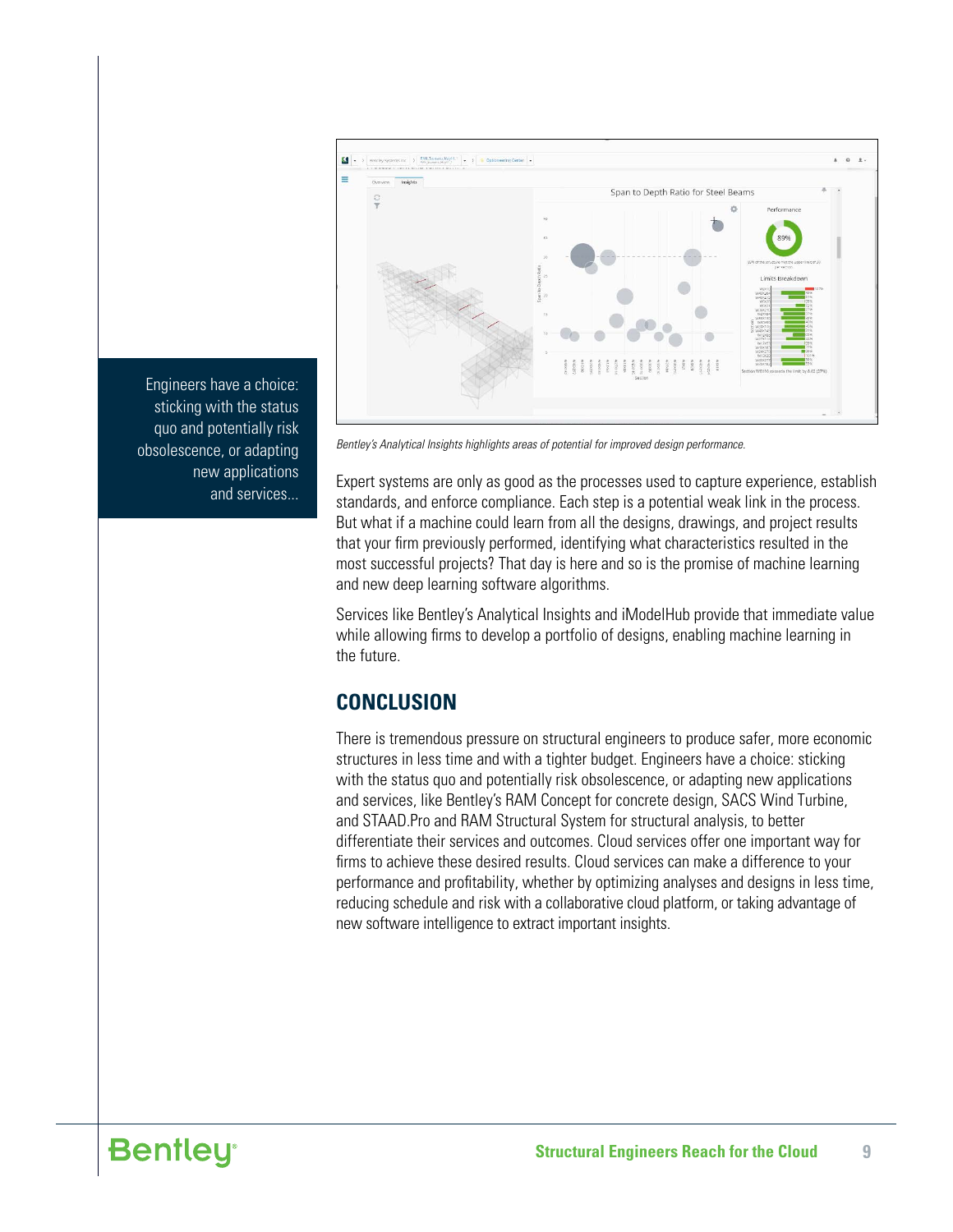Engineers have a choice: sticking with the status quo and potentially risk obsolescence, or adapting new applications and services...

*Bentley's Analytical Insights highlights areas of potential for improved design performance.*

Expert systems are only as good as the processes used to capture experience, establish standards, and enforce compliance. Each step is a potential weak link in the process. But what if a machine could learn from all the designs, drawings, and project results that your firm previously performed, identifying what characteristics resulted in the most successful projects? That day is here and so is the promise of machine learning and new deep learning software algorithms.

Services like Bentley's Analytical Insights and iModelHub provide that immediate value while allowing firms to develop a portfolio of designs, enabling machine learning in the future.

## CONCLUSION

There is tremendous pressure on structural engineers to produce safer, more economic structures in less time and with a tighter budget. Engineers have a choice: sticking with the status quo and potentially risk obsolescence, or adapting new applications and services, like Bentley's RAM Concept for concrete design, SACS Wind Turbine, and STAAD.Pro and RAM Structural System for structural analysis, to better differentiate their services and outcomes. Cloud services offer one important way for firms to achieve these desired results. Cloud services can make a difference to your performance and profitability, whether by optimizing analyses and designs in less time, reducing schedule and risk with a collaborative cloud platform, or taking advantage of new software intelligence to extract important insights.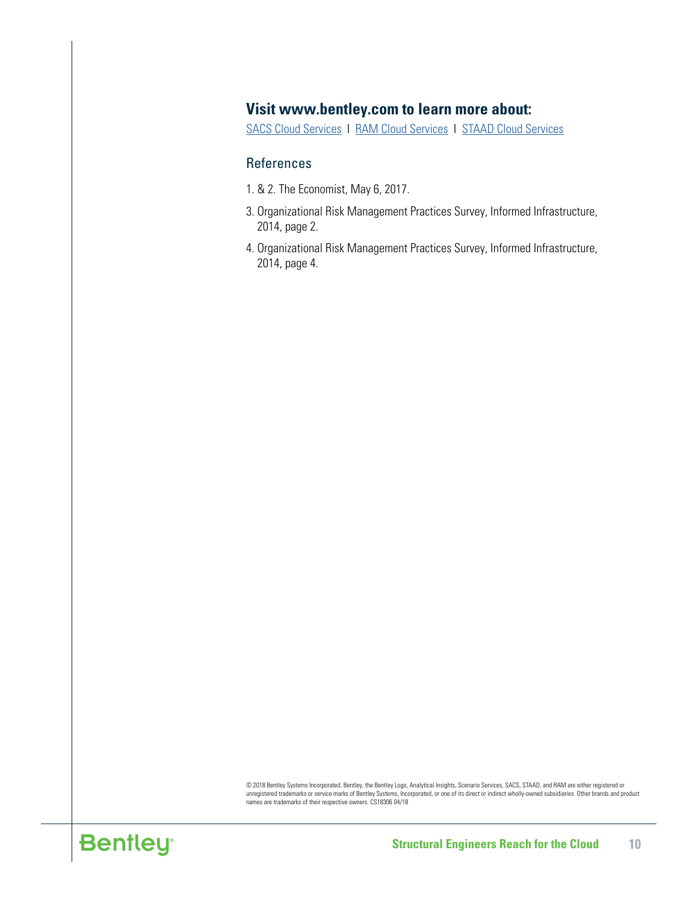## Visit www.bentley.com to learn more about:

SACS Cloud Services I RAM Cloud Services I STAAD Cloud Services

### References

1. & 2. The Economist, May 6, 2017.
3. Organizational Risk Management Practices Survey, Informed Infrastructure, 2014, page 2.
4. Organizational Risk Management Practices Survey, Informed Infrastructure, 2014, page 4.

© 2018 Bentley Systems Incorporated. Bentley, the Bentley Logo, Analytical Insights, Scenario Services, SACS, STAAD, and RAM are either registered or unregistered trademarks or service marks of Bentley Systems, Incorporated, or one of its direct or indirect wholly-owned subsidiaries. Other brands and product names are trademarks of their respective owners. CS18306 04/18